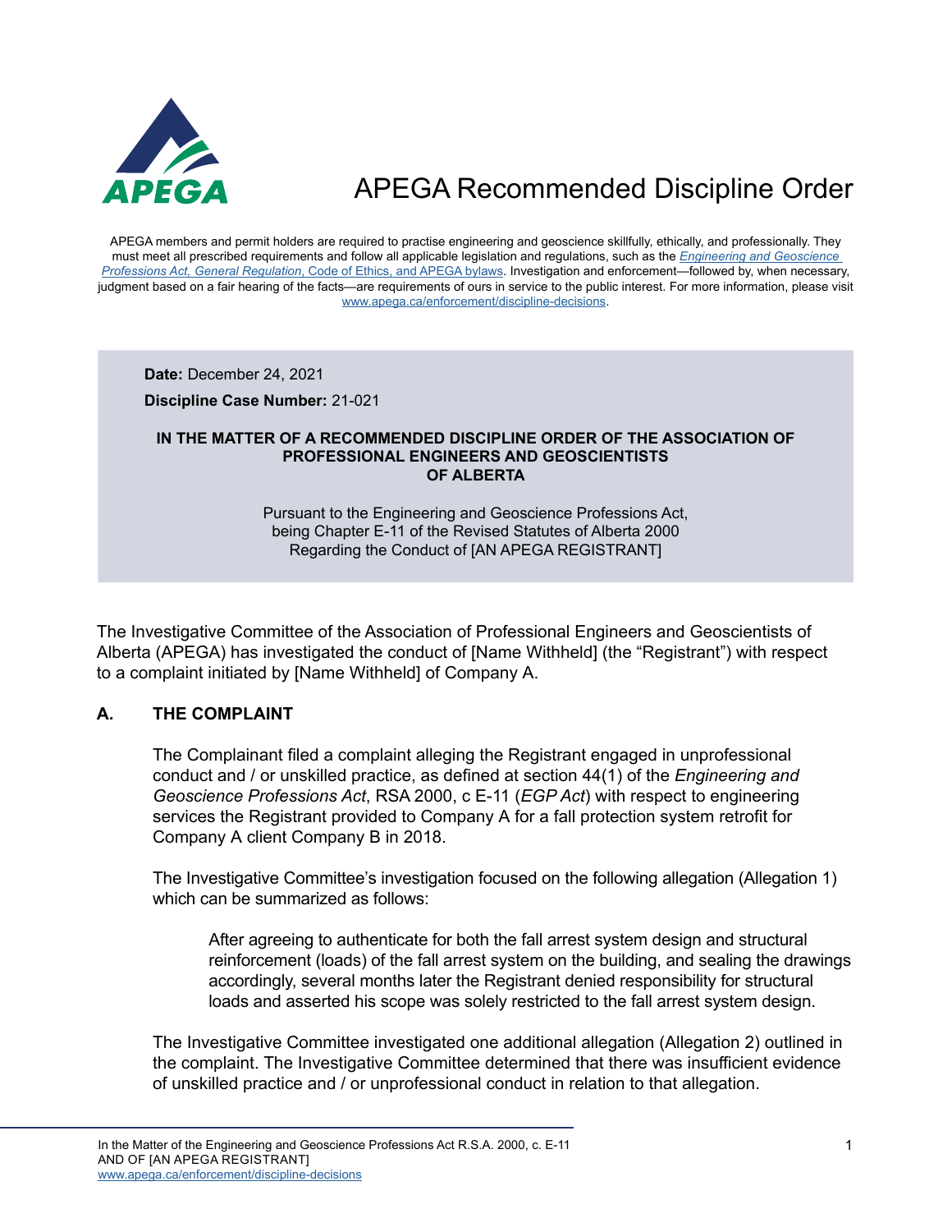# APEGA Recommended Discipline Order

APEGA members and permit holders are required to practise engineering and geoscience skillfully, ethically, and professionally. They must meet all prescribed requirements and follow all applicable legislation and regulations, such as the *Engineering and Geoscience Professions Act, General Regulation*, Code of Ethics, and APEGA bylaws. Investigation and enforcement—followed by, when necessary, judgment based on a fair hearing of the facts—are requirements of ours in service to the public interest. For more information, please visit www.apega.ca/enforcement/discipline-decisions.

**Date:** December 24, 2021

**Discipline Case Number:** 21-021

**IN THE MATTER OF A RECOMMENDED DISCIPLINE ORDER OF THE ASSOCIATION OF PROFESSIONAL ENGINEERS AND GEOSCIENTISTS OF ALBERTA**

Pursuant to the Engineering and Geoscience Professions Act, being Chapter E-11 of the Revised Statutes of Alberta 2000 Regarding the Conduct of [AN APEGA REGISTRANT]

The Investigative Committee of the Association of Professional Engineers and Geoscientists of Alberta (APEGA) has investigated the conduct of [Name Withheld] (the "Registrant") with respect to a complaint initiated by [Name Withheld] of Company A.

## A. THE COMPLAINT

The Complainant filed a complaint alleging the Registrant engaged in unprofessional conduct and / or unskilled practice, as defined at section 44(1) of the *Engineering and Geoscience Professions Act*, RSA 2000, c E-11 (*EGP Act*) with respect to engineering services the Registrant provided to Company A for a fall protection system retrofit for Company A client Company B in 2018.

The Investigative Committee's investigation focused on the following allegation (Allegation 1) which can be summarized as follows:

> After agreeing to authenticate for both the fall arrest system design and structural reinforcement (loads) of the fall arrest system on the building, and sealing the drawings accordingly, several months later the Registrant denied responsibility for structural loads and asserted his scope was solely restricted to the fall arrest system design.

The Investigative Committee investigated one additional allegation (Allegation 2) outlined in the complaint. The Investigative Committee determined that there was insufficient evidence of unskilled practice and / or unprofessional conduct in relation to that allegation.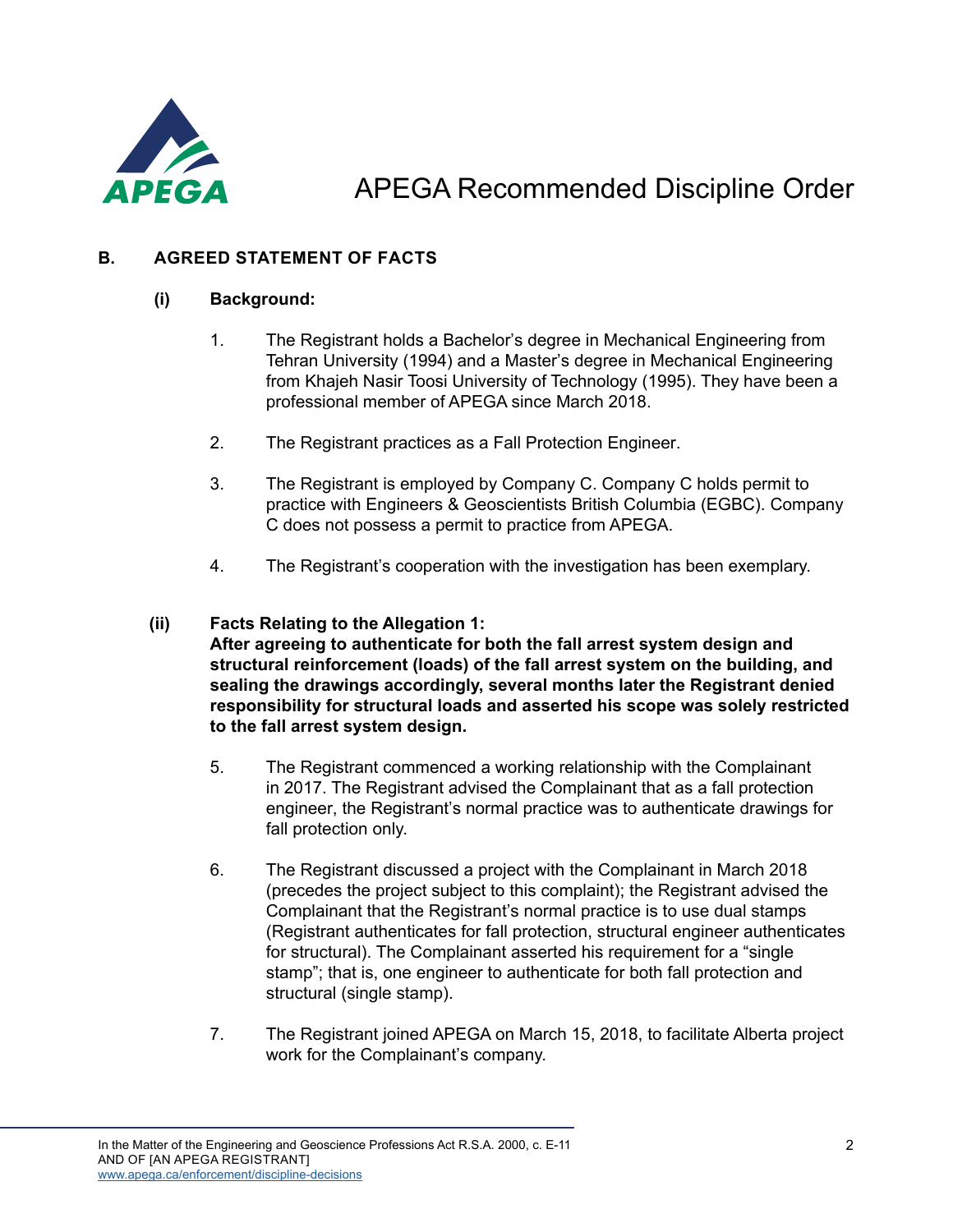## B. AGREED STATEMENT OF FACTS

### (i) Background:

1. The Registrant holds a Bachelor's degree in Mechanical Engineering from Tehran University (1994) and a Master's degree in Mechanical Engineering from Khajeh Nasir Toosi University of Technology (1995). They have been a professional member of APEGA since March 2018.

2. The Registrant practices as a Fall Protection Engineer.

3. The Registrant is employed by Company C. Company C holds permit to practice with Engineers & Geoscientists British Columbia (EGBC). Company C does not possess a permit to practice from APEGA.

4. The Registrant's cooperation with the investigation has been exemplary.

### (ii) Facts Relating to the Allegation 1: After agreeing to authenticate for both the fall arrest system design and structural reinforcement (loads) of the fall arrest system on the building, and sealing the drawings accordingly, several months later the Registrant denied responsibility for structural loads and asserted his scope was solely restricted to the fall arrest system design.

5. The Registrant commenced a working relationship with the Complainant in 2017. The Registrant advised the Complainant that as a fall protection engineer, the Registrant's normal practice was to authenticate drawings for fall protection only.

6. The Registrant discussed a project with the Complainant in March 2018 (precedes the project subject to this complaint); the Registrant advised the Complainant that the Registrant's normal practice is to use dual stamps (Registrant authenticates for fall protection, structural engineer authenticates for structural). The Complainant asserted his requirement for a "single stamp"; that is, one engineer to authenticate for both fall protection and structural (single stamp).

7. The Registrant joined APEGA on March 15, 2018, to facilitate Alberta project work for the Complainant's company.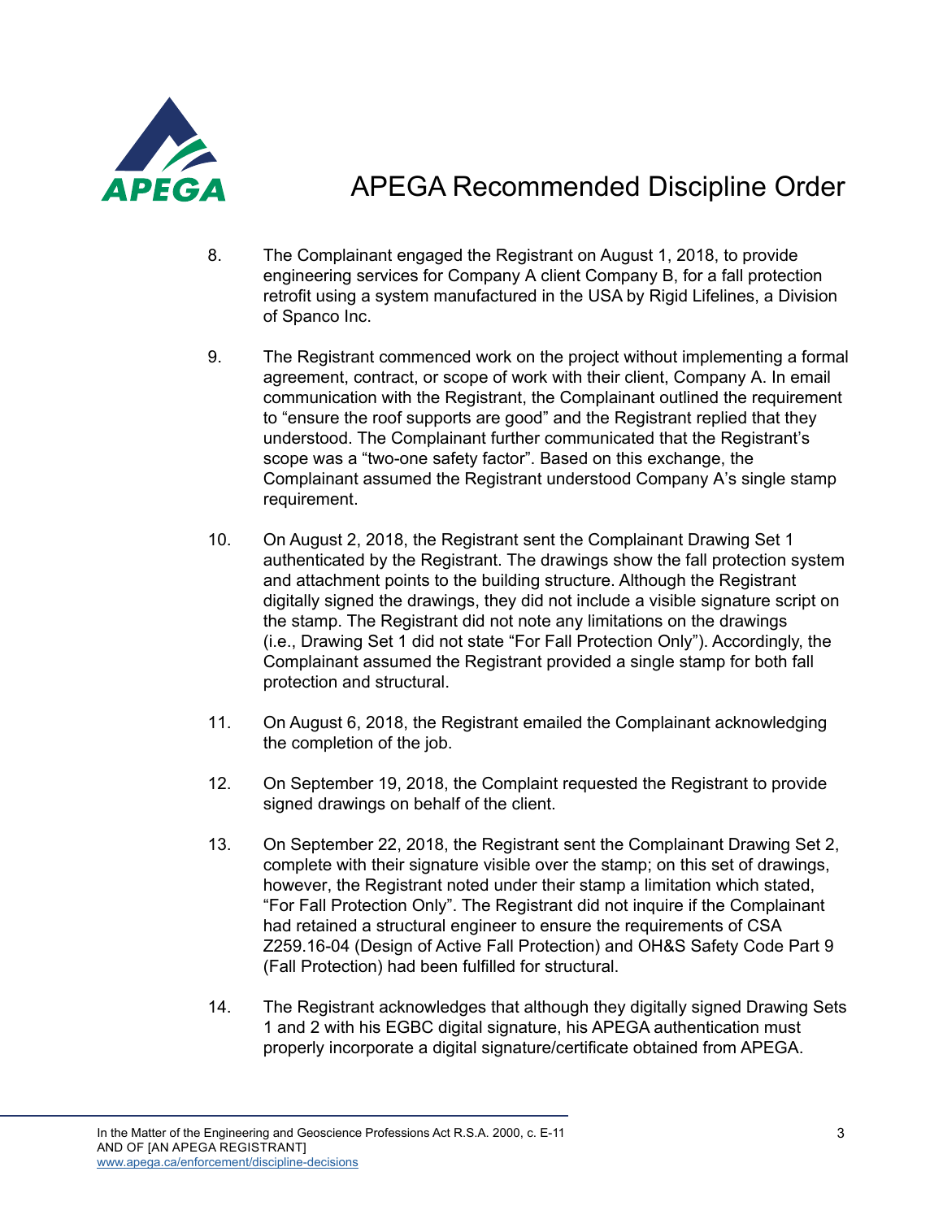8. The Complainant engaged the Registrant on August 1, 2018, to provide engineering services for Company A client Company B, for a fall protection retrofit using a system manufactured in the USA by Rigid Lifelines, a Division of Spanco Inc.

9. The Registrant commenced work on the project without implementing a formal agreement, contract, or scope of work with their client, Company A. In email communication with the Registrant, the Complainant outlined the requirement to "ensure the roof supports are good" and the Registrant replied that they understood. The Complainant further communicated that the Registrant's scope was a "two-one safety factor". Based on this exchange, the Complainant assumed the Registrant understood Company A's single stamp requirement.

10. On August 2, 2018, the Registrant sent the Complainant Drawing Set 1 authenticated by the Registrant. The drawings show the fall protection system and attachment points to the building structure. Although the Registrant digitally signed the drawings, they did not include a visible signature script on the stamp. The Registrant did not note any limitations on the drawings (i.e., Drawing Set 1 did not state "For Fall Protection Only"). Accordingly, the Complainant assumed the Registrant provided a single stamp for both fall protection and structural.

11. On August 6, 2018, the Registrant emailed the Complainant acknowledging the completion of the job.

12. On September 19, 2018, the Complaint requested the Registrant to provide signed drawings on behalf of the client.

13. On September 22, 2018, the Registrant sent the Complainant Drawing Set 2, complete with their signature visible over the stamp; on this set of drawings, however, the Registrant noted under their stamp a limitation which stated, "For Fall Protection Only". The Registrant did not inquire if the Complainant had retained a structural engineer to ensure the requirements of CSA Z259.16-04 (Design of Active Fall Protection) and OH&S Safety Code Part 9 (Fall Protection) had been fulfilled for structural.

14. The Registrant acknowledges that although they digitally signed Drawing Sets 1 and 2 with his EGBC digital signature, his APEGA authentication must properly incorporate a digital signature/certificate obtained from APEGA.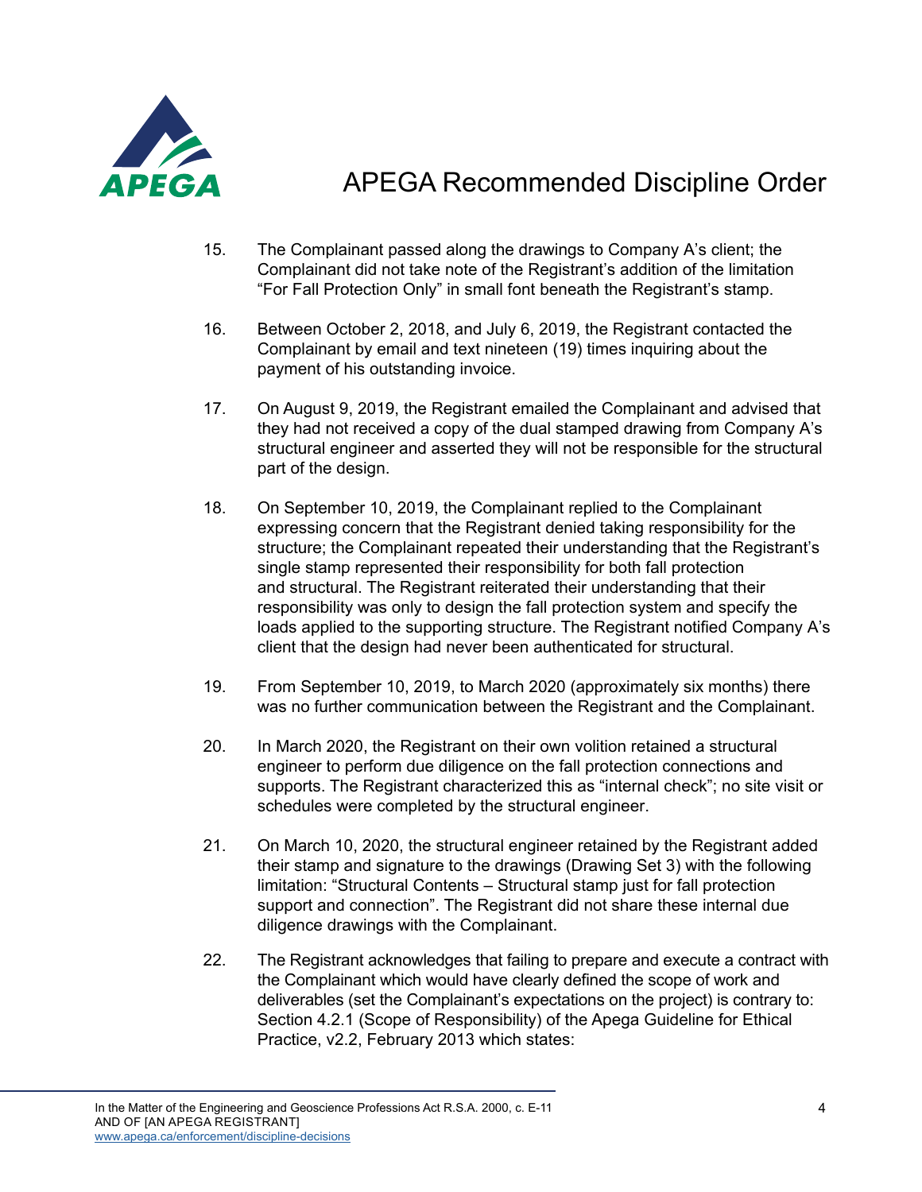15. The Complainant passed along the drawings to Company A's client; the Complainant did not take note of the Registrant's addition of the limitation "For Fall Protection Only" in small font beneath the Registrant's stamp.

16. Between October 2, 2018, and July 6, 2019, the Registrant contacted the Complainant by email and text nineteen (19) times inquiring about the payment of his outstanding invoice.

17. On August 9, 2019, the Registrant emailed the Complainant and advised that they had not received a copy of the dual stamped drawing from Company A's structural engineer and asserted they will not be responsible for the structural part of the design.

18. On September 10, 2019, the Complainant replied to the Complainant expressing concern that the Registrant denied taking responsibility for the structure; the Complainant repeated their understanding that the Registrant's single stamp represented their responsibility for both fall protection and structural. The Registrant reiterated their understanding that their responsibility was only to design the fall protection system and specify the loads applied to the supporting structure. The Registrant notified Company A's client that the design had never been authenticated for structural.

19. From September 10, 2019, to March 2020 (approximately six months) there was no further communication between the Registrant and the Complainant.

20. In March 2020, the Registrant on their own volition retained a structural engineer to perform due diligence on the fall protection connections and supports. The Registrant characterized this as "internal check"; no site visit or schedules were completed by the structural engineer.

21. On March 10, 2020, the structural engineer retained by the Registrant added their stamp and signature to the drawings (Drawing Set 3) with the following limitation: "Structural Contents – Structural stamp just for fall protection support and connection". The Registrant did not share these internal due diligence drawings with the Complainant.

22. The Registrant acknowledges that failing to prepare and execute a contract with the Complainant which would have clearly defined the scope of work and deliverables (set the Complainant's expectations on the project) is contrary to: Section 4.2.1 (Scope of Responsibility) of the Apega Guideline for Ethical Practice, v2.2, February 2013 which states: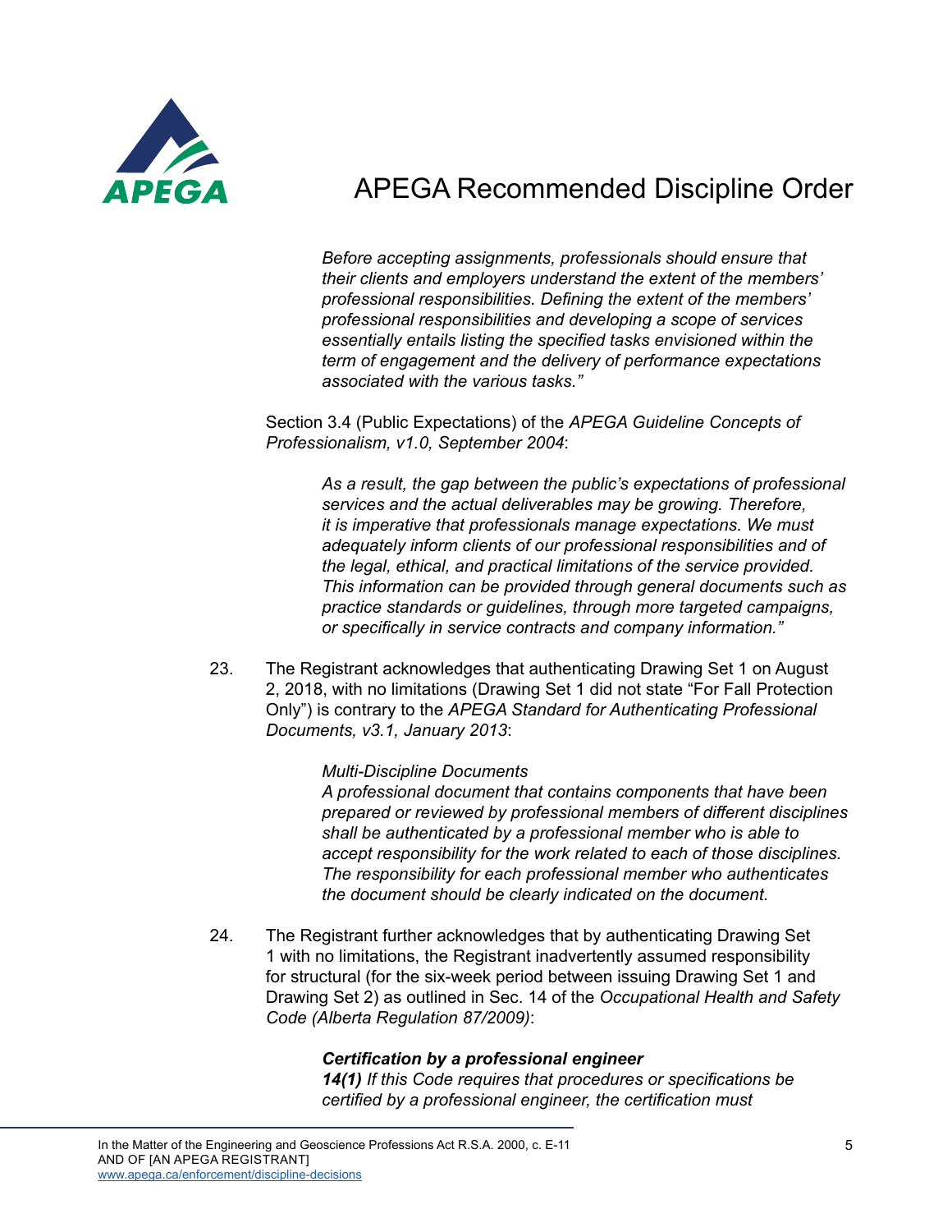*Before accepting assignments, professionals should ensure that their clients and employers understand the extent of the members' professional responsibilities. Defining the extent of the members' professional responsibilities and developing a scope of services essentially entails listing the specified tasks envisioned within the term of engagement and the delivery of performance expectations associated with the various tasks."*

Section 3.4 (Public Expectations) of the *APEGA Guideline Concepts of Professionalism, v1.0, September 2004*:

> *As a result, the gap between the public's expectations of professional services and the actual deliverables may be growing. Therefore, it is imperative that professionals manage expectations. We must adequately inform clients of our professional responsibilities and of the legal, ethical, and practical limitations of the service provided. This information can be provided through general documents such as practice standards or guidelines, through more targeted campaigns, or specifically in service contracts and company information."*

23. The Registrant acknowledges that authenticating Drawing Set 1 on August 2, 2018, with no limitations (Drawing Set 1 did not state "For Fall Protection Only") is contrary to the *APEGA Standard for Authenticating Professional Documents, v3.1, January 2013*:

> *Multi-Discipline Documents*
> *A professional document that contains components that have been prepared or reviewed by professional members of different disciplines shall be authenticated by a professional member who is able to accept responsibility for the work related to each of those disciplines. The responsibility for each professional member who authenticates the document should be clearly indicated on the document.*

24. The Registrant further acknowledges that by authenticating Drawing Set 1 with no limitations, the Registrant inadvertently assumed responsibility for structural (for the six-week period between issuing Drawing Set 1 and Drawing Set 2) as outlined in Sec. 14 of the *Occupational Health and Safety Code (Alberta Regulation 87/2009)*:

> ***Certification by a professional engineer***
> ***14(1)*** *If this Code requires that procedures or specifications be certified by a professional engineer, the certification must*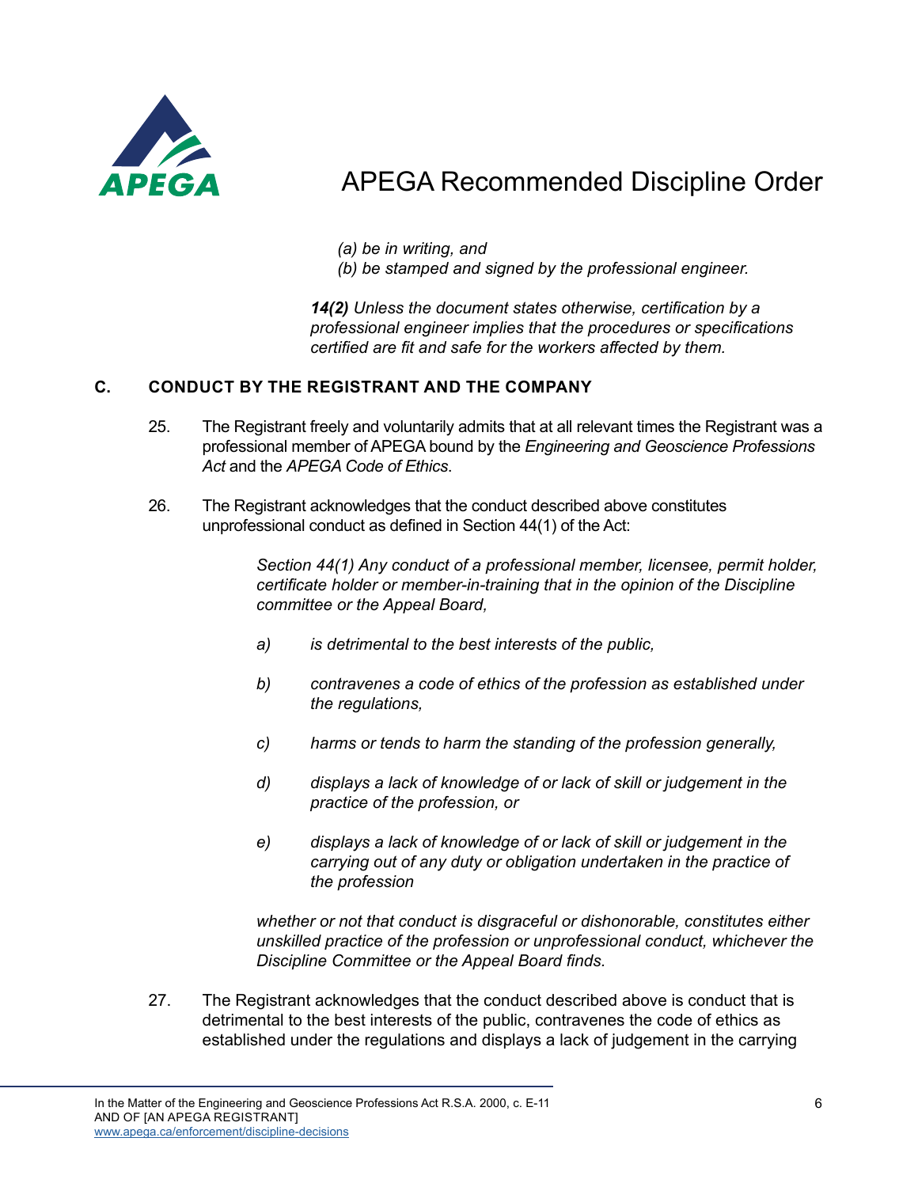*(a) be in writing, and*
*(b) be stamped and signed by the professional engineer.*

***14(2)** Unless the document states otherwise, certification by a professional engineer implies that the procedures or specifications certified are fit and safe for the workers affected by them.*

## C. CONDUCT BY THE REGISTRANT AND THE COMPANY

25. The Registrant freely and voluntarily admits that at all relevant times the Registrant was a professional member of APEGA bound by the *Engineering and Geoscience Professions Act* and the *APEGA Code of Ethics*.

26. The Registrant acknowledges that the conduct described above constitutes unprofessional conduct as defined in Section 44(1) of the Act:

> *Section 44(1) Any conduct of a professional member, licensee, permit holder, certificate holder or member-in-training that in the opinion of the Discipline committee or the Appeal Board,*
>
> *a) is detrimental to the best interests of the public,*
>
> *b) contravenes a code of ethics of the profession as established under the regulations,*
>
> *c) harms or tends to harm the standing of the profession generally,*
>
> *d) displays a lack of knowledge of or lack of skill or judgement in the practice of the profession, or*
>
> *e) displays a lack of knowledge of or lack of skill or judgement in the carrying out of any duty or obligation undertaken in the practice of the profession*
>
> *whether or not that conduct is disgraceful or dishonorable, constitutes either unskilled practice of the profession or unprofessional conduct, whichever the Discipline Committee or the Appeal Board finds.*

27. The Registrant acknowledges that the conduct described above is conduct that is detrimental to the best interests of the public, contravenes the code of ethics as established under the regulations and displays a lack of judgement in the carrying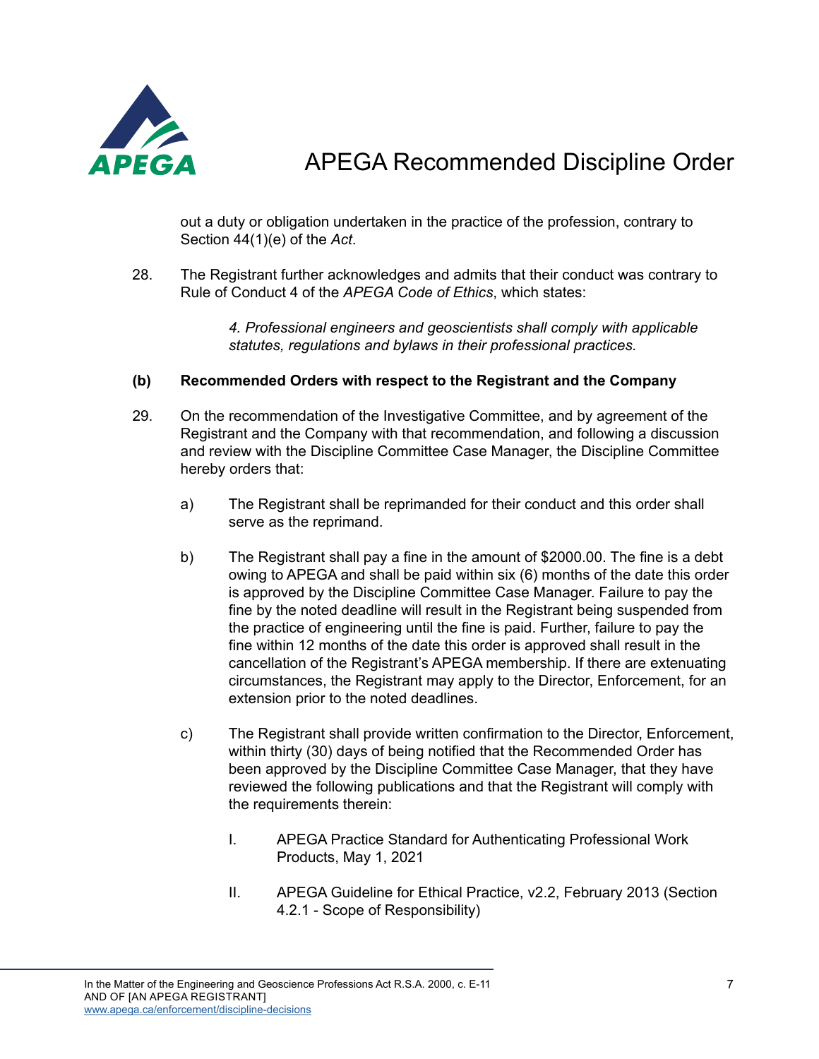out a duty or obligation undertaken in the practice of the profession, contrary to Section 44(1)(e) of the *Act*.

28. The Registrant further acknowledges and admits that their conduct was contrary to Rule of Conduct 4 of the *APEGA Code of Ethics*, which states:

> *4. Professional engineers and geoscientists shall comply with applicable statutes, regulations and bylaws in their professional practices.*

**(b) Recommended Orders with respect to the Registrant and the Company**

29. On the recommendation of the Investigative Committee, and by agreement of the Registrant and the Company with that recommendation, and following a discussion and review with the Discipline Committee Case Manager, the Discipline Committee hereby orders that:

   a) The Registrant shall be reprimanded for their conduct and this order shall serve as the reprimand.

   b) The Registrant shall pay a fine in the amount of $2000.00. The fine is a debt owing to APEGA and shall be paid within six (6) months of the date this order is approved by the Discipline Committee Case Manager. Failure to pay the fine by the noted deadline will result in the Registrant being suspended from the practice of engineering until the fine is paid. Further, failure to pay the fine within 12 months of the date this order is approved shall result in the cancellation of the Registrant's APEGA membership. If there are extenuating circumstances, the Registrant may apply to the Director, Enforcement, for an extension prior to the noted deadlines.

   c) The Registrant shall provide written confirmation to the Director, Enforcement, within thirty (30) days of being notified that the Recommended Order has been approved by the Discipline Committee Case Manager, that they have reviewed the following publications and that the Registrant will comply with the requirements therein:

      I. APEGA Practice Standard for Authenticating Professional Work Products, May 1, 2021

      II. APEGA Guideline for Ethical Practice, v2.2, February 2013 (Section 4.2.1 - Scope of Responsibility)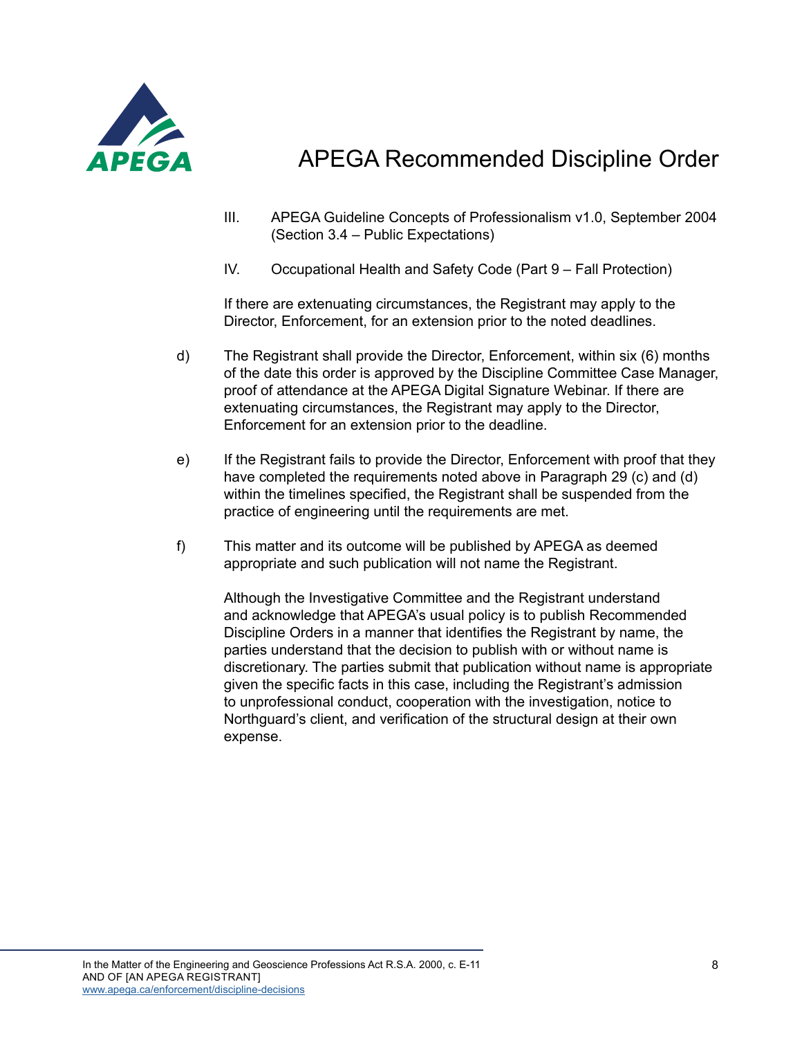III. APEGA Guideline Concepts of Professionalism v1.0, September 2004 (Section 3.4 – Public Expectations)

IV. Occupational Health and Safety Code (Part 9 – Fall Protection)

If there are extenuating circumstances, the Registrant may apply to the Director, Enforcement, for an extension prior to the noted deadlines.

d) The Registrant shall provide the Director, Enforcement, within six (6) months of the date this order is approved by the Discipline Committee Case Manager, proof of attendance at the APEGA Digital Signature Webinar. If there are extenuating circumstances, the Registrant may apply to the Director, Enforcement for an extension prior to the deadline.

e) If the Registrant fails to provide the Director, Enforcement with proof that they have completed the requirements noted above in Paragraph 29 (c) and (d) within the timelines specified, the Registrant shall be suspended from the practice of engineering until the requirements are met.

f) This matter and its outcome will be published by APEGA as deemed appropriate and such publication will not name the Registrant.

Although the Investigative Committee and the Registrant understand and acknowledge that APEGA's usual policy is to publish Recommended Discipline Orders in a manner that identifies the Registrant by name, the parties understand that the decision to publish with or without name is discretionary. The parties submit that publication without name is appropriate given the specific facts in this case, including the Registrant's admission to unprofessional conduct, cooperation with the investigation, notice to Northguard's client, and verification of the structural design at their own expense.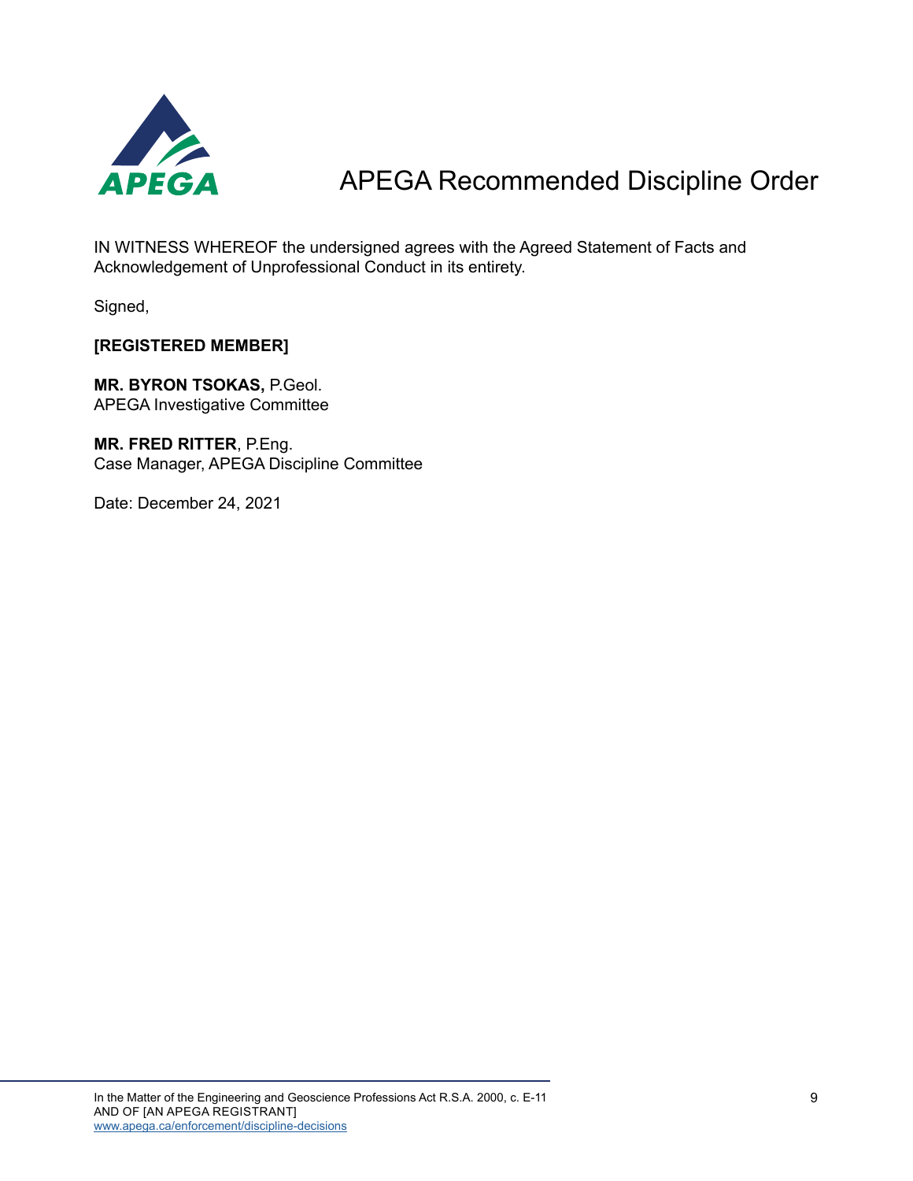IN WITNESS WHEREOF the undersigned agrees with the Agreed Statement of Facts and Acknowledgement of Unprofessional Conduct in its entirety.

Signed,

**[REGISTERED MEMBER]**

**MR. BYRON TSOKAS,** P.Geol.
APEGA Investigative Committee

**MR. FRED RITTER**, P.Eng.
Case Manager, APEGA Discipline Committee

Date: December 24, 2021